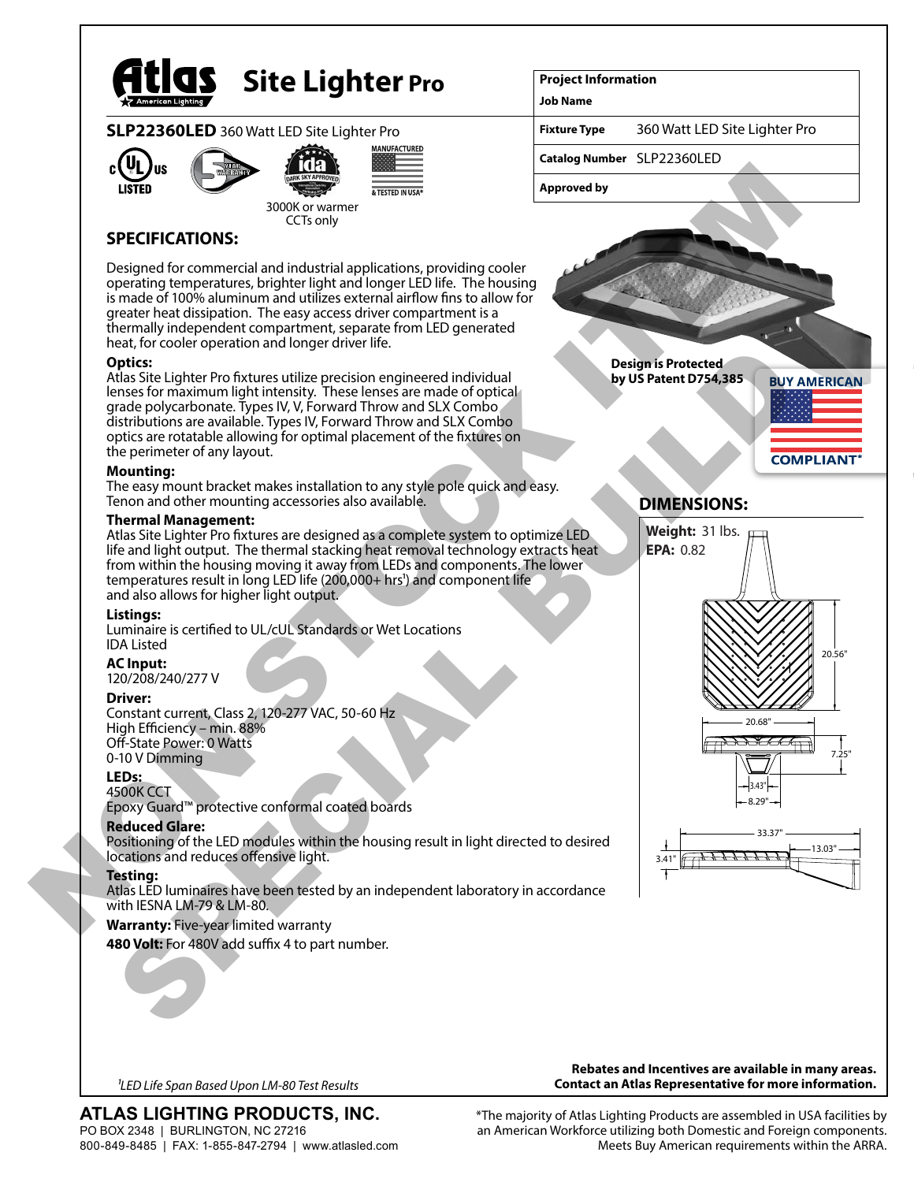# Atlas Site Lighter Pro

## SLP22360LED 360 Watt LED Site Lighter Pro

3000K or warmer CCTs only

| Project Information | |
|---|---|
| Job Name | |
| Fixture Type | 360 Watt LED Site Lighter Pro |
| Catalog Number | SLP22360LED |
| Approved by | |

NON STOCK ITEM
SPECIAL BUILD

## SPECIFICATIONS:

Designed for commercial and industrial applications, providing cooler operating temperatures, brighter light and longer LED life. The housing is made of 100% aluminum and utilizes external airflow fins to allow for greater heat dissipation. The easy access driver compartment is a thermally independent compartment, separate from LED generated heat, for cooler operation and longer driver life.

**Optics:**
Atlas Site Lighter Pro fixtures utilize precision engineered individual lenses for maximum light intensity. These lenses are made of optical grade polycarbonate. Types IV, V, Forward Throw and SLX Combo distributions are available. Types IV, Forward Throw and SLX Combo optics are rotatable allowing for optimal placement of the fixtures on the perimeter of any layout.

**Mounting:**
The easy mount bracket makes installation to any style pole quick and easy. Tenon and other mounting accessories also available.

**Thermal Management:**
Atlas Site Lighter Pro fixtures are designed as a complete system to optimize LED life and light output. The thermal stacking heat removal technology extracts heat from within the housing moving it away from LEDs and components. The lower temperatures result in long LED life (200,000+ hrs[1]) and component life and also allows for higher light output.

**Listings:**
Luminaire is certified to UL/cUL Standards or Wet Locations
IDA Listed

**AC Input:**
120/208/240/277 V

**Driver:**
Constant current, Class 2, 120-277 VAC, 50-60 Hz
High Efficiency – min. 88%
Off-State Power: 0 Watts
0-10 V Dimming

**LEDs:**
4500K CCT
Epoxy Guard™ protective conformal coated boards

**Reduced Glare:**
Positioning of the LED modules within the housing result in light directed to desired locations and reduces offensive light.

**Testing:**
Atlas LED luminaires have been tested by an independent laboratory in accordance with IESNA LM-79 & LM-80.

**Warranty:** Five-year limited warranty

**480 Volt:** For 480V add suffix 4 to part number.

**Design is Protected by US Patent D754,385**

BUY AMERICAN COMPLIANT*

## DIMENSIONS:

**Weight:** 31 lbs.
**EPA:** 0.82

20.56"
20.68"
7.25"
3.43"
8.29"
33.37"
13.03"
3.41"

[1]*LED Life Span Based Upon LM-80 Test Results*

**Rebates and Incentives are available in many areas. Contact an Atlas Representative for more information.**

**ATLAS LIGHTING PRODUCTS, INC.**
PO BOX 2348 | BURLINGTON, NC 27216
800-849-8485 | FAX: 1-855-847-2794 | www.atlasled.com

*The majority of Atlas Lighting Products are assembled in USA facilities by an American Workforce utilizing both Domestic and Foreign components. Meets Buy American requirements within the ARRA.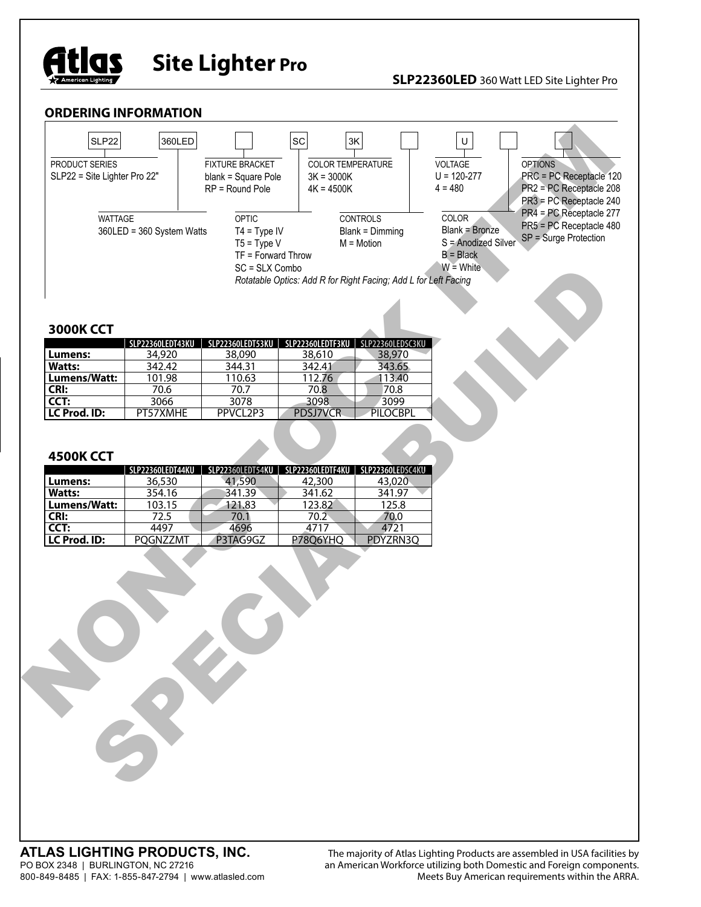# Atlas Site Lighter Pro

**SLP22360LED** 360 Watt LED Site Lighter Pro

## ORDERING INFORMATION

SLP22 | 360LED | _ | SC | 3K | _ | U | _ | _

**PRODUCT SERIES**
SLP22 = Site Lighter Pro 22"

**WATTAGE**
360LED = 360 System Watts

**FIXTURE BRACKET**
blank = Square Pole
RP = Round Pole

**OPTIC**
T4 = Type IV
T5 = Type V
TF = Forward Throw
SC = SLX Combo
*Rotatable Optics: Add R for Right Facing; Add L for Left Facing*

**COLOR TEMPERATURE**
3K = 3000K
4K = 4500K

**CONTROLS**
Blank = Dimming
M = Motion

**VOLTAGE**
U = 120-277
4 = 480

**COLOR**
Blank = Bronze
S = Anodized Silver
B = Black
W = White

**OPTIONS**
PRC = PC Receptacle 120
PR2 = PC Receptacle 208
PR3 = PC Receptacle 240
PR4 = PC Receptacle 277
PR5 = PC Receptacle 480
SP = Surge Protection

### 3000K CCT

| | SLP22360LEDT43KU | SLP22360LEDT53KU | SLP22360LEDTF3KU | SLP22360LEDSC3KU |
|---|---|---|---|---|
| **Lumens:** | 34,920 | 38,090 | 38,610 | 38,970 |
| **Watts:** | 342.42 | 344.31 | 342.41 | 343.65 |
| **Lumens/Watt:** | 101.98 | 110.63 | 112.76 | 113.40 |
| **CRI:** | 70.6 | 70.7 | 70.8 | 70.8 |
| **CCT:** | 3066 | 3078 | 3098 | 3099 |
| **LC Prod. ID:** | PT57XMHE | PPVCL2P3 | PDSJ7VCR | PILOCBPL |

### 4500K CCT

| | SLP22360LEDT44KU | SLP22360LEDT54KU | SLP22360LEDTF4KU | SLP22360LEDSC4KU |
|---|---|---|---|---|
| **Lumens:** | 36,530 | 41,590 | 42,300 | 43,020 |
| **Watts:** | 354.16 | 341.39 | 341.62 | 341.97 |
| **Lumens/Watt:** | 103.15 | 121.83 | 123.82 | 125.8 |
| **CRI:** | 72.5 | 70.1 | 70.2 | 70.0 |
| **CCT:** | 4497 | 4696 | 4717 | 4721 |
| **LC Prod. ID:** | PQGNZZMT | P3TAG9GZ | P78Q6YHQ | PDYZRN3Q |

NON-STOCK ITEM
SPECIAL BUILD

**ATLAS LIGHTING PRODUCTS, INC.**
PO BOX 2348 | BURLINGTON, NC 27216
800-849-8485 | FAX: 1-855-847-2794 | www.atlasled.com

The majority of Atlas Lighting Products are assembled in USA facilities by an American Workforce utilizing both Domestic and Foreign components. Meets Buy American requirements within the ARRA.